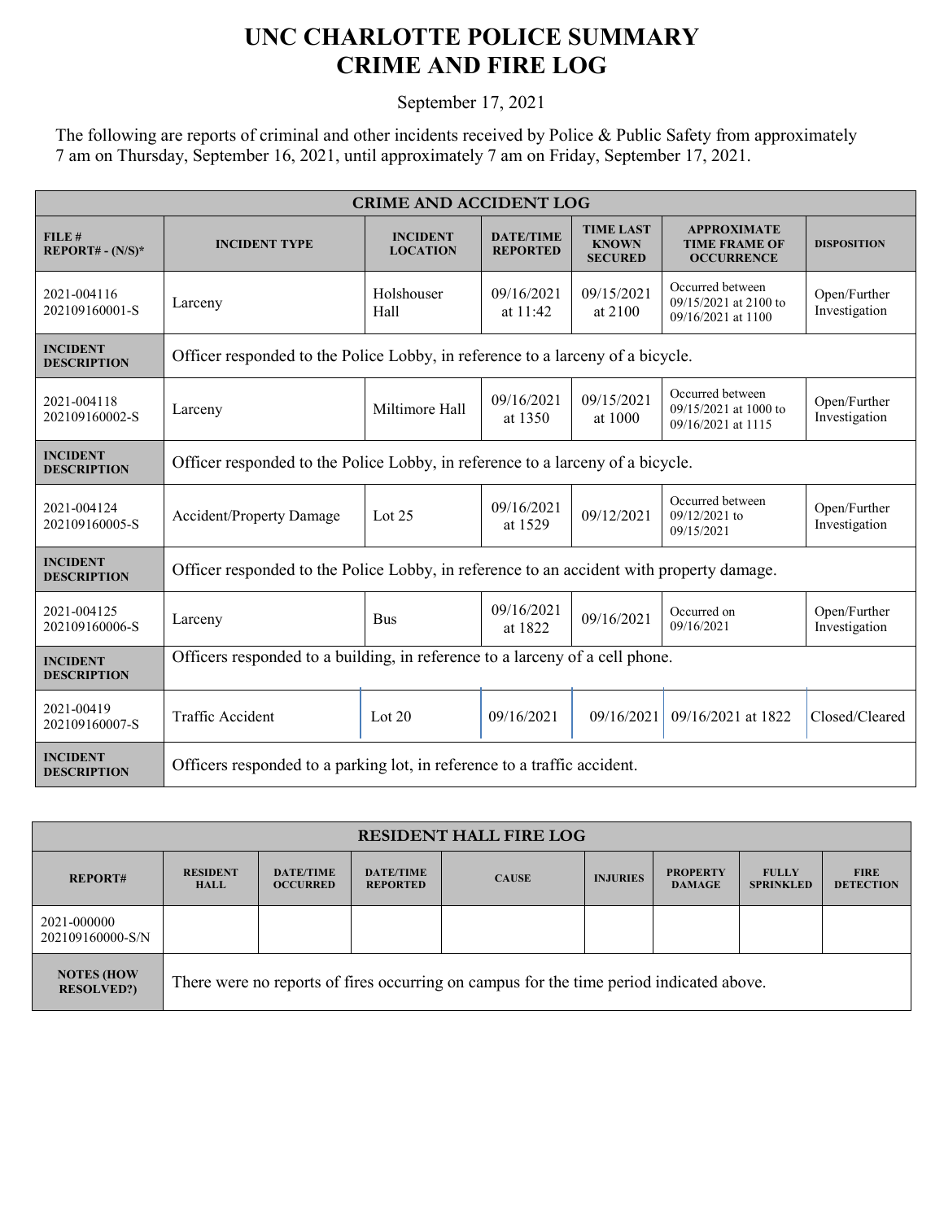# UNC CHARLOTTE POLICE SUMMARY
# CRIME AND FIRE LOG

September 17, 2021

The following are reports of criminal and other incidents received by Police & Public Safety from approximately 7 am on Thursday, September 16, 2021, until approximately 7 am on Friday, September 17, 2021.

| CRIME AND ACCIDENT LOG | | | | | | |
|---|---|---|---|---|---|---|
| **FILE # REPORT# - (N/S)*** | **INCIDENT TYPE** | **INCIDENT LOCATION** | **DATE/TIME REPORTED** | **TIME LAST KNOWN SECURED** | **APPROXIMATE TIME FRAME OF OCCURRENCE** | **DISPOSITION** |
| 2021-004116 202109160001-S | Larceny | Holshouser Hall | 09/16/2021 at 11:42 | 09/15/2021 at 2100 | Occurred between 09/15/2021 at 2100 to 09/16/2021 at 1100 | Open/Further Investigation |
| **INCIDENT DESCRIPTION** | Officer responded to the Police Lobby, in reference to a larceny of a bicycle. | | | | | |
| 2021-004118 202109160002-S | Larceny | Miltimore Hall | 09/16/2021 at 1350 | 09/15/2021 at 1000 | Occurred between 09/15/2021 at 1000 to 09/16/2021 at 1115 | Open/Further Investigation |
| **INCIDENT DESCRIPTION** | Officer responded to the Police Lobby, in reference to a larceny of a bicycle. | | | | | |
| 2021-004124 202109160005-S | Accident/Property Damage | Lot 25 | 09/16/2021 at 1529 | 09/12/2021 | Occurred between 09/12/2021 to 09/15/2021 | Open/Further Investigation |
| **INCIDENT DESCRIPTION** | Officer responded to the Police Lobby, in reference to an accident with property damage. | | | | | |
| 2021-004125 202109160006-S | Larceny | Bus | 09/16/2021 at 1822 | 09/16/2021 | Occurred on 09/16/2021 | Open/Further Investigation |
| **INCIDENT DESCRIPTION** | Officers responded to a building, in reference to a larceny of a cell phone. | | | | | |
| 2021-00419 202109160007-S | Traffic Accident | Lot 20 | 09/16/2021 | 09/16/2021 | 09/16/2021 at 1822 | Closed/Cleared |
| **INCIDENT DESCRIPTION** | Officers responded to a parking lot, in reference to a traffic accident. | | | | | |

| RESIDENT HALL FIRE LOG | | | | | | | | |
|---|---|---|---|---|---|---|---|---|
| **REPORT#** | **RESIDENT HALL** | **DATE/TIME OCCURRED** | **DATE/TIME REPORTED** | **CAUSE** | **INJURIES** | **PROPERTY DAMAGE** | **FULLY SPRINKLED** | **FIRE DETECTION** |
| 2021-000000 202109160000-S/N | | | | | | | | |
| **NOTES (HOW RESOLVED?)** | There were no reports of fires occurring on campus for the time period indicated above. | | | | | | | |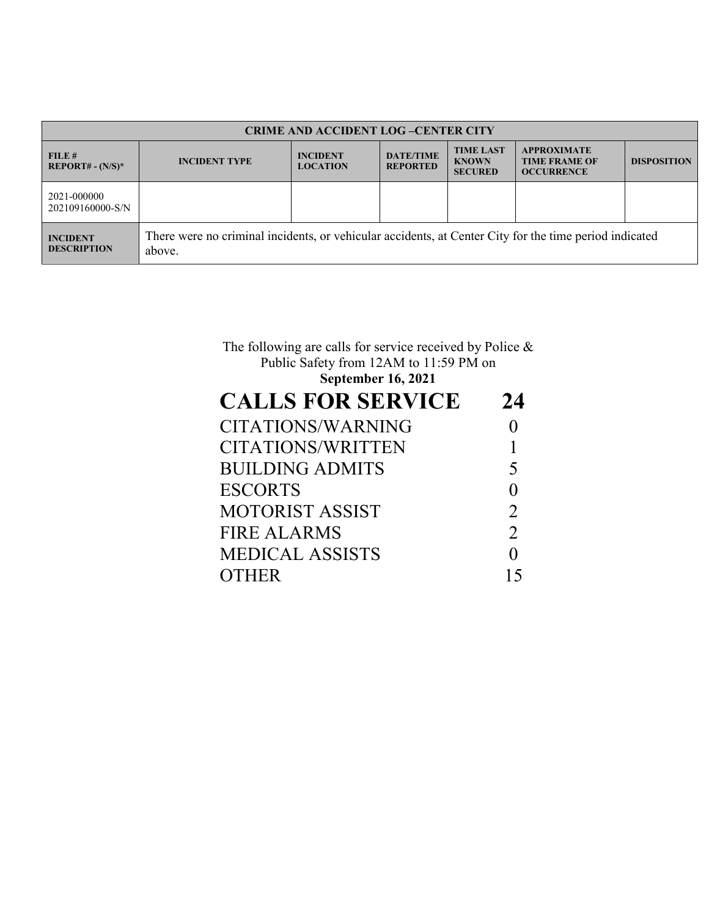| CRIME AND ACCIDENT LOG –CENTER CITY | | | | | | |
|---|---|---|---|---|---|---|
| **FILE # REPORT# - (N/S)*** | **INCIDENT TYPE** | **INCIDENT LOCATION** | **DATE/TIME REPORTED** | **TIME LAST KNOWN SECURED** | **APPROXIMATE TIME FRAME OF OCCURRENCE** | **DISPOSITION** |
| 2021-000000 202109160000-S/N | | | | | | |
| **INCIDENT DESCRIPTION** | There were no criminal incidents, or vehicular accidents, at Center City for the time period indicated above. | | | | | |

The following are calls for service received by Police & Public Safety from 12AM to 11:59 PM on
**September 16, 2021**

| | |
|---|---|
| **CALLS FOR SERVICE** | **24** |
| CITATIONS/WARNING | 0 |
| CITATIONS/WRITTEN | 1 |
| BUILDING ADMITS | 5 |
| ESCORTS | 0 |
| MOTORIST ASSIST | 2 |
| FIRE ALARMS | 2 |
| MEDICAL ASSISTS | 0 |
| OTHER | 15 |